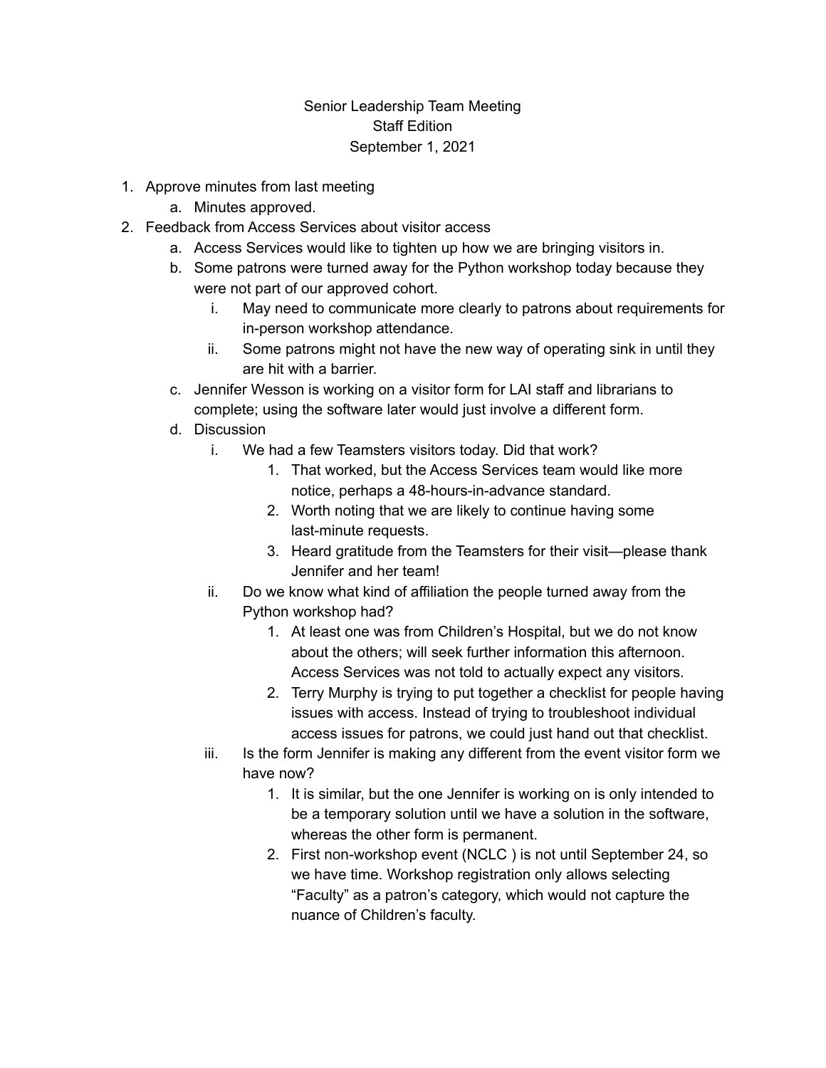# Senior Leadership Team Meeting
## Staff Edition
## September 1, 2021

1. Approve minutes from last meeting
    a. Minutes approved.
2. Feedback from Access Services about visitor access
    a. Access Services would like to tighten up how we are bringing visitors in.
    b. Some patrons were turned away for the Python workshop today because they were not part of our approved cohort.
        i. May need to communicate more clearly to patrons about requirements for in-person workshop attendance.
        ii. Some patrons might not have the new way of operating sink in until they are hit with a barrier.
    c. Jennifer Wesson is working on a visitor form for LAI staff and librarians to complete; using the software later would just involve a different form.
    d. Discussion
        i. We had a few Teamsters visitors today. Did that work?
            1. That worked, but the Access Services team would like more notice, perhaps a 48-hours-in-advance standard.
            2. Worth noting that we are likely to continue having some last-minute requests.
            3. Heard gratitude from the Teamsters for their visit—please thank Jennifer and her team!
        ii. Do we know what kind of affiliation the people turned away from the Python workshop had?
            1. At least one was from Children's Hospital, but we do not know about the others; will seek further information this afternoon. Access Services was not told to actually expect any visitors.
            2. Terry Murphy is trying to put together a checklist for people having issues with access. Instead of trying to troubleshoot individual access issues for patrons, we could just hand out that checklist.
        iii. Is the form Jennifer is making any different from the event visitor form we have now?
            1. It is similar, but the one Jennifer is working on is only intended to be a temporary solution until we have a solution in the software, whereas the other form is permanent.
            2. First non-workshop event (NCLC ) is not until September 24, so we have time. Workshop registration only allows selecting "Faculty" as a patron's category, which would not capture the nuance of Children's faculty.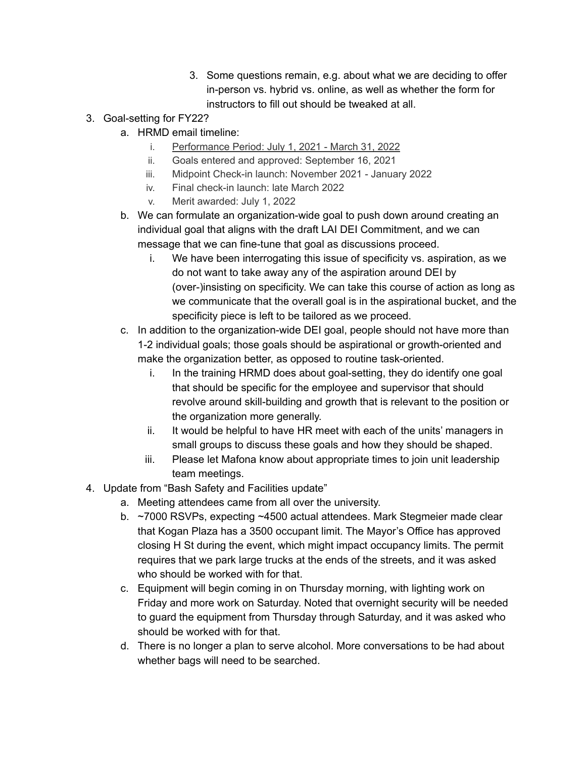3. Some questions remain, e.g. about what we are deciding to offer in-person vs. hybrid vs. online, as well as whether the form for instructors to fill out should be tweaked at all.

3. Goal-setting for FY22?
    a. HRMD email timeline:
        i. <u>Performance Period: July 1, 2021 - March 31, 2022</u>
        ii. Goals entered and approved: September 16, 2021
        iii. Midpoint Check-in launch: November 2021 - January 2022
        iv. Final check-in launch: late March 2022
        v. Merit awarded: July 1, 2022
    b. We can formulate an organization-wide goal to push down around creating an individual goal that aligns with the draft LAI DEI Commitment, and we can message that we can fine-tune that goal as discussions proceed.
        i. We have been interrogating this issue of specificity vs. aspiration, as we do not want to take away any of the aspiration around DEI by (over-)insisting on specificity. We can take this course of action as long as we communicate that the overall goal is in the aspirational bucket, and the specificity piece is left to be tailored as we proceed.
    c. In addition to the organization-wide DEI goal, people should not have more than 1-2 individual goals; those goals should be aspirational or growth-oriented and make the organization better, as opposed to routine task-oriented.
        i. In the training HRMD does about goal-setting, they do identify one goal that should be specific for the employee and supervisor that should revolve around skill-building and growth that is relevant to the position or the organization more generally.
        ii. It would be helpful to have HR meet with each of the units' managers in small groups to discuss these goals and how they should be shaped.
        iii. Please let Mafona know about appropriate times to join unit leadership team meetings.

4. Update from "Bash Safety and Facilities update"
    a. Meeting attendees came from all over the university.
    b. ~7000 RSVPs, expecting ~4500 actual attendees. Mark Stegmeier made clear that Kogan Plaza has a 3500 occupant limit. The Mayor's Office has approved closing H St during the event, which might impact occupancy limits. The permit requires that we park large trucks at the ends of the streets, and it was asked who should be worked with for that.
    c. Equipment will begin coming in on Thursday morning, with lighting work on Friday and more work on Saturday. Noted that overnight security will be needed to guard the equipment from Thursday through Saturday, and it was asked who should be worked with for that.
    d. There is no longer a plan to serve alcohol. More conversations to be had about whether bags will need to be searched.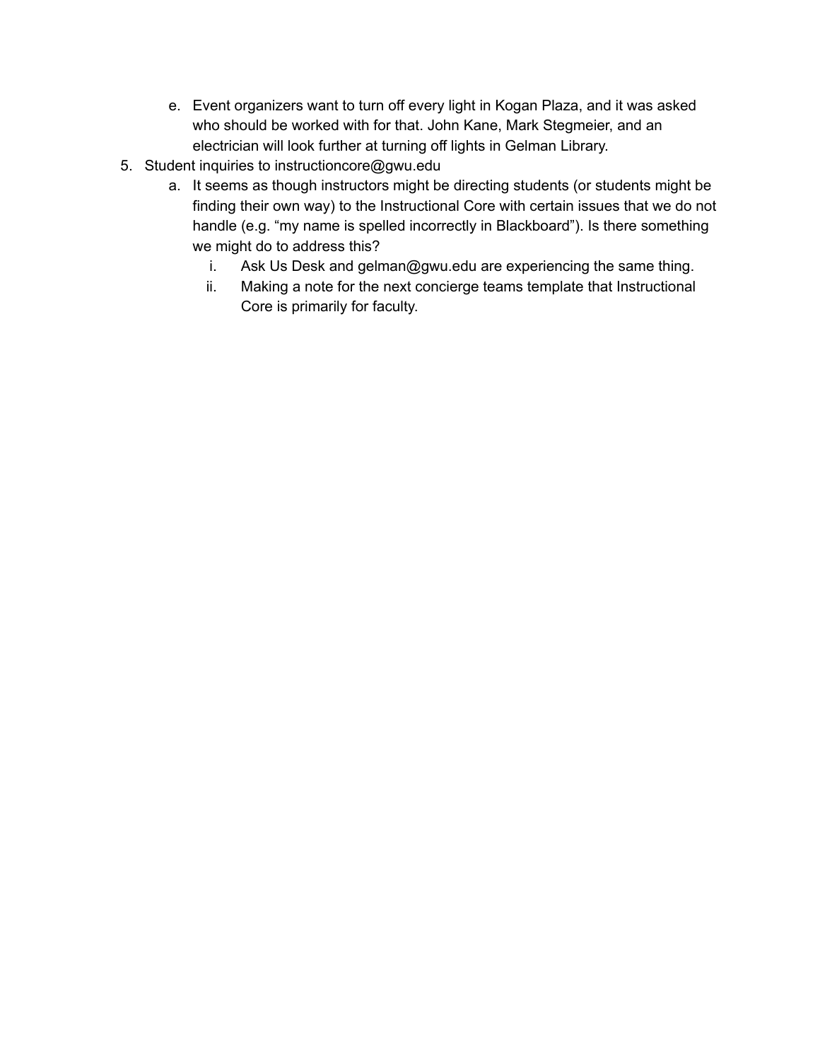e. Event organizers want to turn off every light in Kogan Plaza, and it was asked who should be worked with for that. John Kane, Mark Stegmeier, and an electrician will look further at turning off lights in Gelman Library.

5. Student inquiries to instructioncore@gwu.edu
   a. It seems as though instructors might be directing students (or students might be finding their own way) to the Instructional Core with certain issues that we do not handle (e.g. "my name is spelled incorrectly in Blackboard"). Is there something we might do to address this?
      i. Ask Us Desk and gelman@gwu.edu are experiencing the same thing.
      ii. Making a note for the next concierge teams template that Instructional Core is primarily for faculty.